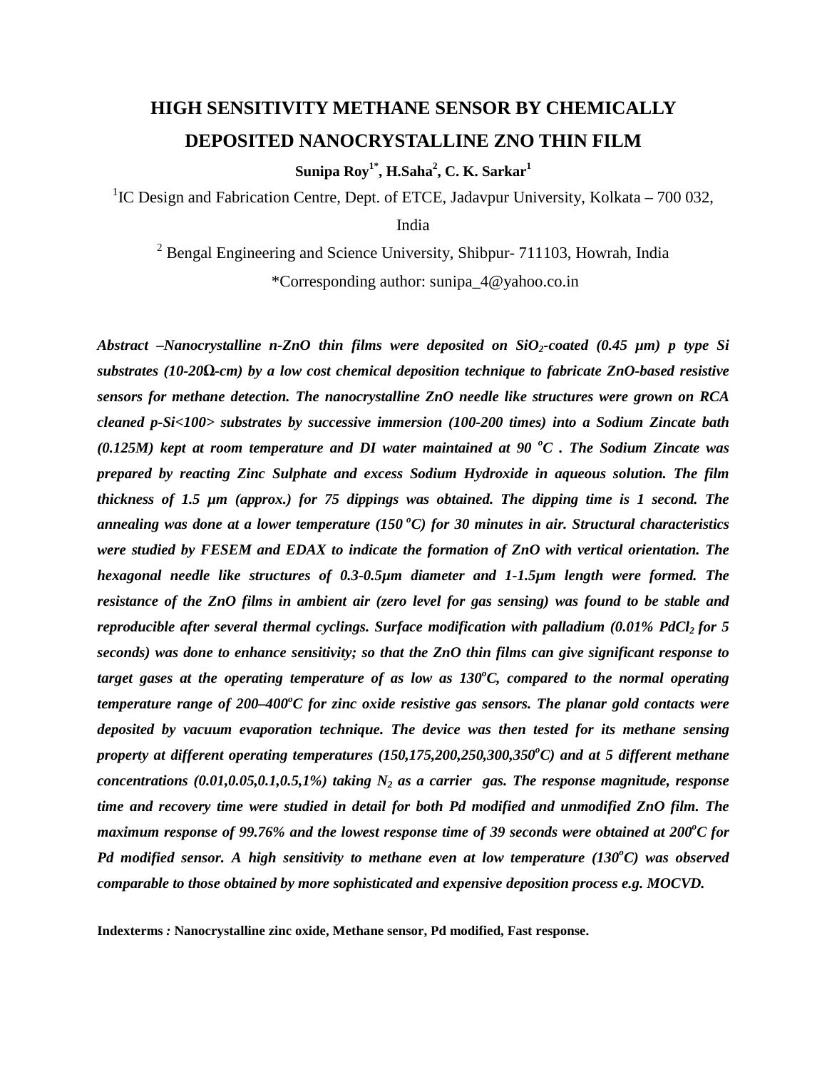# HIGH SENSITIVITY METHANE SENSOR BY CHEMICALLY DEPOSITED NANOCRYSTALLINE ZNO THIN FILM

**Sunipa Roy[1*], H.Saha[2], C. K. Sarkar[1]**

[1]IC Design and Fabrication Centre, Dept. of ETCE, Jadavpur University, Kolkata – 700 032, India

[2] Bengal Engineering and Science University, Shibpur- 711103, Howrah, India

*Corresponding author: sunipa_4@yahoo.co.in

***Abstract –Nanocrystalline n-ZnO thin films were deposited on $SiO_2$-coated (0.45 μm) p type Si substrates (10-20Ω-cm) by a low cost chemical deposition technique to fabricate ZnO-based resistive sensors for methane detection. The nanocrystalline ZnO needle like structures were grown on RCA cleaned p-Si<100> substrates by successive immersion (100-200 times) into a Sodium Zincate bath (0.125M) kept at room temperature and DI water maintained at 90 $^oC$ . The Sodium Zincate was prepared by reacting Zinc Sulphate and excess Sodium Hydroxide in aqueous solution. The film thickness of 1.5 μm (approx.) for 75 dippings was obtained. The dipping time is 1 second. The annealing was done at a lower temperature (150 $^oC$) for 30 minutes in air. Structural characteristics were studied by FESEM and EDAX to indicate the formation of ZnO with vertical orientation. The hexagonal needle like structures of 0.3-0.5μm diameter and 1-1.5μm length were formed. The resistance of the ZnO films in ambient air (zero level for gas sensing) was found to be stable and reproducible after several thermal cyclings. Surface modification with palladium (0.01% $PdCl_2$ for 5 seconds) was done to enhance sensitivity; so that the ZnO thin films can give significant response to target gases at the operating temperature of as low as 130$^o$C, compared to the normal operating temperature range of 200–400$^o$C for zinc oxide resistive gas sensors. The planar gold contacts were deposited by vacuum evaporation technique. The device was then tested for its methane sensing property at different operating temperatures (150,175,200,250,300,350$^o$C) and at 5 different methane concentrations (0.01,0.05,0.1,0.5,1%) taking $N_2$ as a carrier gas. The response magnitude, response time and recovery time were studied in detail for both Pd modified and unmodified ZnO film. The maximum response of 99.76% and the lowest response time of 39 seconds were obtained at 200$^o$C for Pd modified sensor. A high sensitivity to methane even at low temperature (130$^o$C) was observed comparable to those obtained by more sophisticated and expensive deposition process e.g. MOCVD.***

**Indexterms *:* Nanocrystalline zinc oxide, Methane sensor, Pd modified, Fast response.**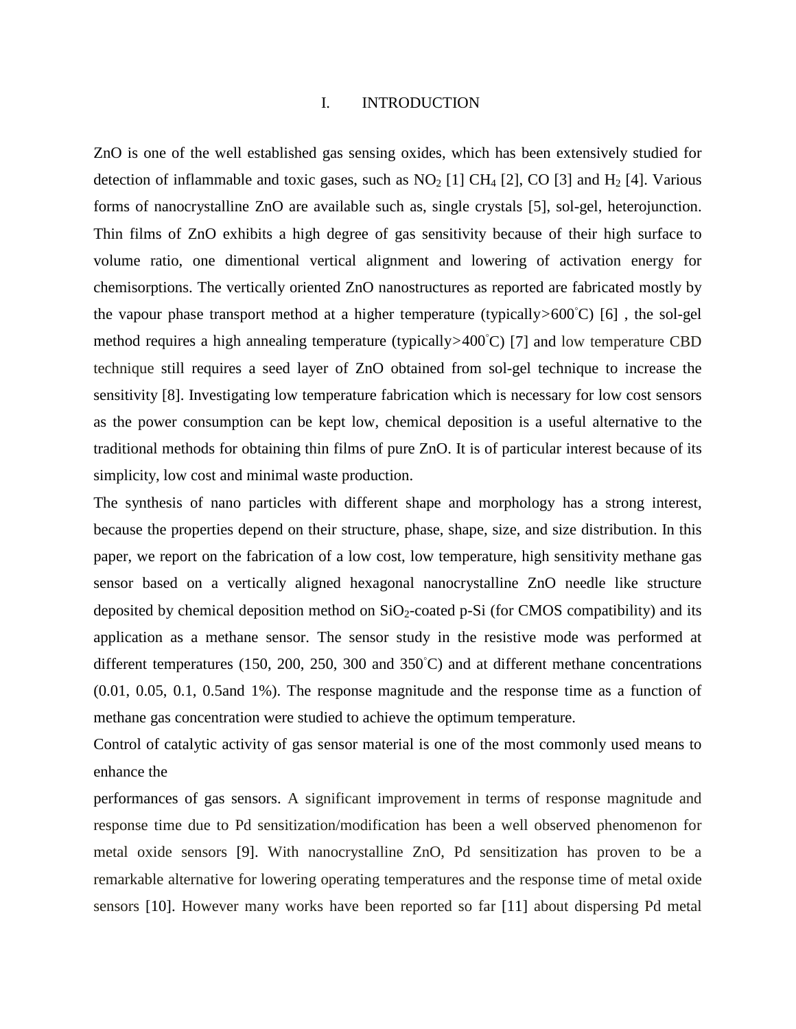# I. INTRODUCTION

ZnO is one of the well established gas sensing oxides, which has been extensively studied for detection of inflammable and toxic gases, such as $NO_2$ [1] $CH_4$ [2], CO [3] and $H_2$ [4]. Various forms of nanocrystalline ZnO are available such as, single crystals [5], sol-gel, heterojunction. Thin films of ZnO exhibits a high degree of gas sensitivity because of their high surface to volume ratio, one dimentional vertical alignment and lowering of activation energy for chemisorptions. The vertically oriented ZnO nanostructures as reported are fabricated mostly by the vapour phase transport method at a higher temperature (typically>600˚C) [6] , the sol-gel method requires a high annealing temperature (typically>400˚C) [7] and low temperature CBD technique still requires a seed layer of ZnO obtained from sol-gel technique to increase the sensitivity [8]. Investigating low temperature fabrication which is necessary for low cost sensors as the power consumption can be kept low, chemical deposition is a useful alternative to the traditional methods for obtaining thin films of pure ZnO. It is of particular interest because of its simplicity, low cost and minimal waste production.

The synthesis of nano particles with different shape and morphology has a strong interest, because the properties depend on their structure, phase, shape, size, and size distribution. In this paper, we report on the fabrication of a low cost, low temperature, high sensitivity methane gas sensor based on a vertically aligned hexagonal nanocrystalline ZnO needle like structure deposited by chemical deposition method on $SiO_2$-coated p-Si (for CMOS compatibility) and its application as a methane sensor. The sensor study in the resistive mode was performed at different temperatures (150, 200, 250, 300 and 350˚C) and at different methane concentrations (0.01, 0.05, 0.1, 0.5and 1%). The response magnitude and the response time as a function of methane gas concentration were studied to achieve the optimum temperature.

Control of catalytic activity of gas sensor material is one of the most commonly used means to enhance the

performances of gas sensors. A significant improvement in terms of response magnitude and response time due to Pd sensitization/modification has been a well observed phenomenon for metal oxide sensors [9]. With nanocrystalline ZnO, Pd sensitization has proven to be a remarkable alternative for lowering operating temperatures and the response time of metal oxide sensors [10]. However many works have been reported so far [11] about dispersing Pd metal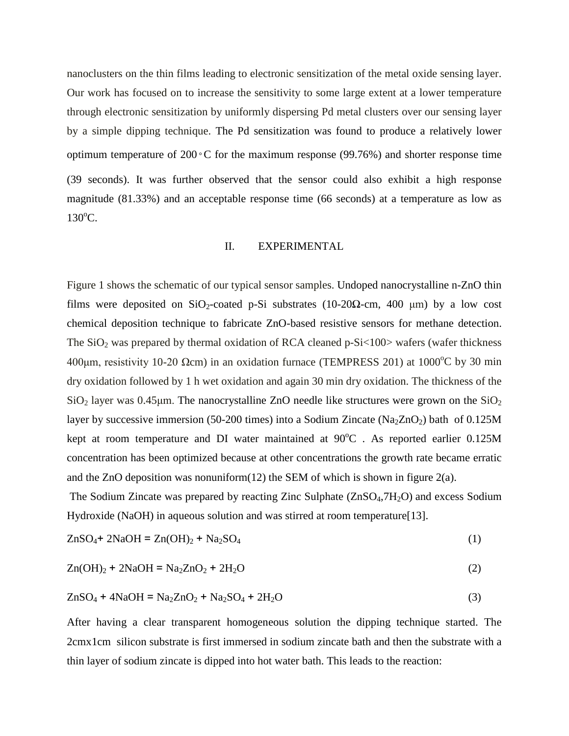nanoclusters on the thin films leading to electronic sensitization of the metal oxide sensing layer. Our work has focused on to increase the sensitivity to some large extent at a lower temperature through electronic sensitization by uniformly dispersing Pd metal clusters over our sensing layer by a simple dipping technique. The Pd sensitization was found to produce a relatively lower optimum temperature of 200 ◦ C for the maximum response (99.76%) and shorter response time (39 seconds). It was further observed that the sensor could also exhibit a high response magnitude (81.33%) and an acceptable response time (66 seconds) at a temperature as low as $130^oC$.

## II. EXPERIMENTAL

Figure 1 shows the schematic of our typical sensor samples. Undoped nanocrystalline n-ZnO thin films were deposited on $SiO_2$-coated p-Si substrates (10-20Ω-cm, 400 μm) by a low cost chemical deposition technique to fabricate ZnO-based resistive sensors for methane detection. The $SiO_2$ was prepared by thermal oxidation of RCA cleaned p-Si<100> wafers (wafer thickness 400μm, resistivity 10-20 Ωcm) in an oxidation furnace (TEMPRESS 201) at $1000^oC$ by 30 min dry oxidation followed by 1 h wet oxidation and again 30 min dry oxidation. The thickness of the $SiO_2$ layer was 0.45μm. The nanocrystalline ZnO needle like structures were grown on the $SiO_2$ layer by successive immersion (50-200 times) into a Sodium Zincate ($Na_2ZnO_2$) bath of 0.125M kept at room temperature and DI water maintained at $90^oC$ . As reported earlier 0.125M concentration has been optimized because at other concentrations the growth rate became erratic and the ZnO deposition was nonuniform(12) the SEM of which is shown in figure 2(a).

The Sodium Zincate was prepared by reacting Zinc Sulphate ($ZnSO_4,7H_2O$) and excess Sodium Hydroxide (NaOH) in aqueous solution and was stirred at room temperature[13].

$$ZnSO_4 + 2NaOH = Zn(OH)_2 + Na_2SO_4 \quad (1)$$

$$Zn(OH)_2 + 2NaOH = Na_2ZnO_2 + 2H_2O \quad (2)$$

$$ZnSO_4 + 4NaOH = Na_2ZnO_2 + Na_2SO_4 + 2H_2O \quad (3)$$

After having a clear transparent homogeneous solution the dipping technique started. The 2cmx1cm silicon substrate is first immersed in sodium zincate bath and then the substrate with a thin layer of sodium zincate is dipped into hot water bath. This leads to the reaction: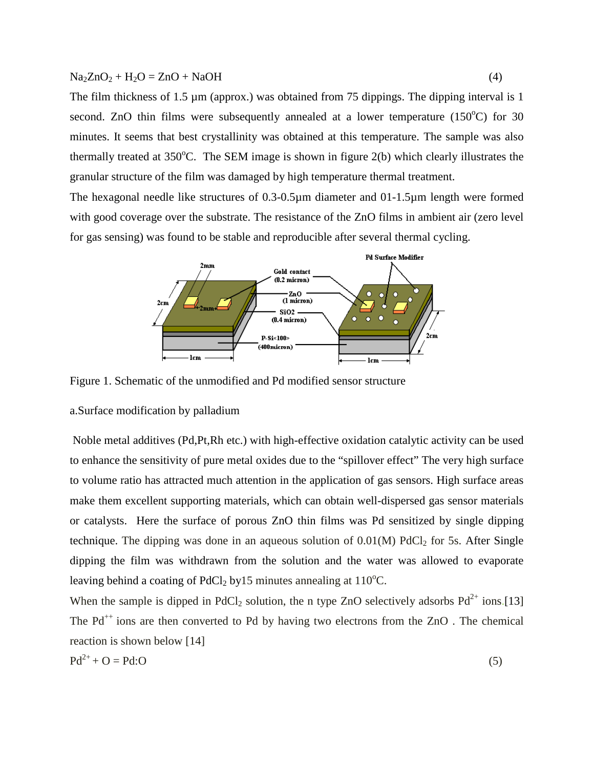$$Na_2ZnO_2 + H_2O = ZnO + NaOH \quad (4)$$

The film thickness of 1.5 µm (approx.) was obtained from 75 dippings. The dipping interval is 1 second. ZnO thin films were subsequently annealed at a lower temperature (150°C) for 30 minutes. It seems that best crystallinity was obtained at this temperature. The sample was also thermally treated at 350°C. The SEM image is shown in figure 2(b) which clearly illustrates the granular structure of the film was damaged by high temperature thermal treatment.

The hexagonal needle like structures of 0.3-0.5µm diameter and 01-1.5µm length were formed with good coverage over the substrate. The resistance of the ZnO films in ambient air (zero level for gas sensing) was found to be stable and reproducible after several thermal cycling.

2mm
2cm
2mm
1cm
Gold contact (0.2 micron)
ZnO (1 micron)
SiO2 (0.4 micron)
P-Si<100> (400micron)
Pd Surface Modifier
2cm
1cm

Figure 1. Schematic of the unmodified and Pd modified sensor structure

a.Surface modification by palladium

Noble metal additives (Pd,Pt,Rh etc.) with high-effective oxidation catalytic activity can be used to enhance the sensitivity of pure metal oxides due to the "spillover effect" The very high surface to volume ratio has attracted much attention in the application of gas sensors. High surface areas make them excellent supporting materials, which can obtain well-dispersed gas sensor materials or catalysts. Here the surface of porous ZnO thin films was Pd sensitized by single dipping technique. The dipping was done in an aqueous solution of 0.01(M) $PdCl_2$ for 5s. After Single dipping the film was withdrawn from the solution and the water was allowed to evaporate leaving behind a coating of $PdCl_2$ by15 minutes annealing at 110°C.

When the sample is dipped in $PdCl_2$ solution, the n type ZnO selectively adsorbs $Pd^{2+}$ ions.[13] The $Pd^{++}$ ions are then converted to Pd by having two electrons from the ZnO . The chemical reaction is shown below [14]

$$Pd^{2+} + O = Pd{:}O \quad (5)$$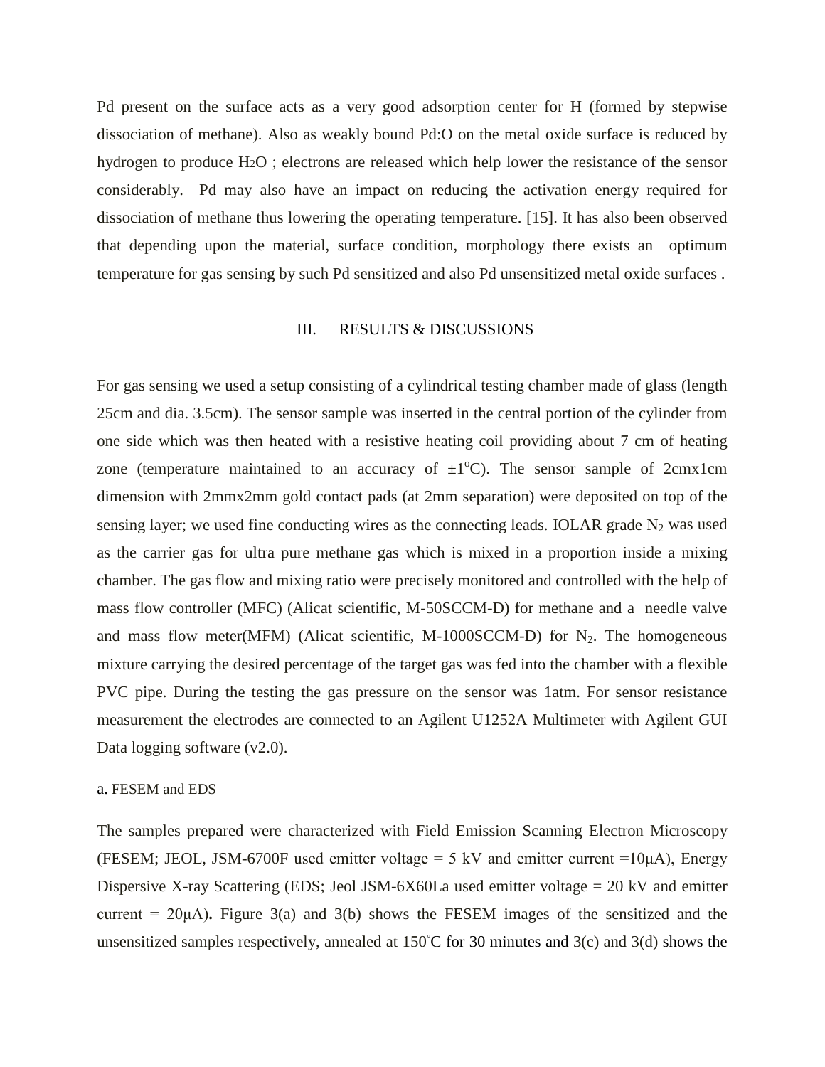Pd present on the surface acts as a very good adsorption center for H (formed by stepwise dissociation of methane). Also as weakly bound Pd:O on the metal oxide surface is reduced by hydrogen to produce $H_2O$ ; electrons are released which help lower the resistance of the sensor considerably. Pd may also have an impact on reducing the activation energy required for dissociation of methane thus lowering the operating temperature. [15]. It has also been observed that depending upon the material, surface condition, morphology there exists an optimum temperature for gas sensing by such Pd sensitized and also Pd unsensitized metal oxide surfaces .

## III. RESULTS & DISCUSSIONS

For gas sensing we used a setup consisting of a cylindrical testing chamber made of glass (length 25cm and dia. 3.5cm). The sensor sample was inserted in the central portion of the cylinder from one side which was then heated with a resistive heating coil providing about 7 cm of heating zone (temperature maintained to an accuracy of $\pm 1^{o}C$). The sensor sample of 2cmx1cm dimension with 2mmx2mm gold contact pads (at 2mm separation) were deposited on top of the sensing layer; we used fine conducting wires as the connecting leads. IOLAR grade $N_2$ was used as the carrier gas for ultra pure methane gas which is mixed in a proportion inside a mixing chamber. The gas flow and mixing ratio were precisely monitored and controlled with the help of mass flow controller (MFC) (Alicat scientific, M-50SCCM-D) for methane and a needle valve and mass flow meter(MFM) (Alicat scientific, M-1000SCCM-D) for $N_2$. The homogeneous mixture carrying the desired percentage of the target gas was fed into the chamber with a flexible PVC pipe. During the testing the gas pressure on the sensor was 1atm. For sensor resistance measurement the electrodes are connected to an Agilent U1252A Multimeter with Agilent GUI Data logging software (v2.0).

### a. FESEM and EDS

The samples prepared were characterized with Field Emission Scanning Electron Microscopy (FESEM; JEOL, JSM-6700F used emitter voltage = 5 kV and emitter current =10μA), Energy Dispersive X-ray Scattering (EDS; Jeol JSM-6X60La used emitter voltage = 20 kV and emitter current = 20μA). Figure 3(a) and 3(b) shows the FESEM images of the sensitized and the unsensitized samples respectively, annealed at 150˚C for 30 minutes and 3(c) and 3(d) shows the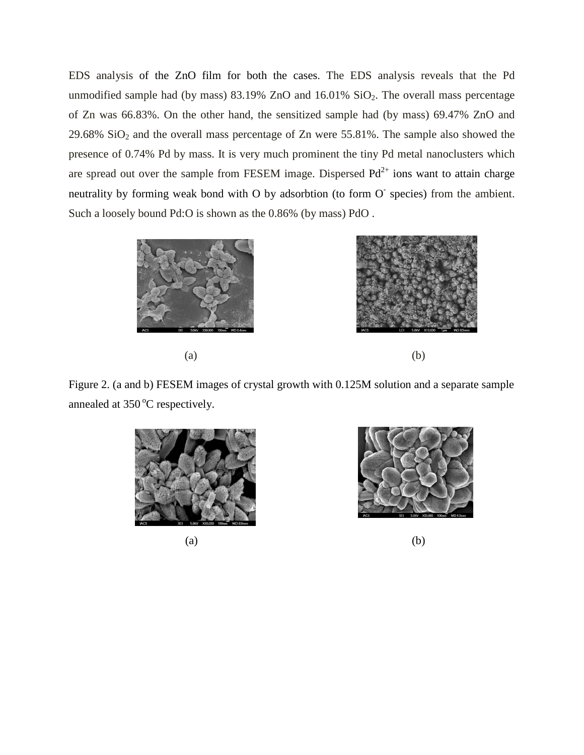EDS analysis of the ZnO film for both the cases. The EDS analysis reveals that the Pd unmodified sample had (by mass) 83.19% ZnO and 16.01% $SiO_2$. The overall mass percentage of Zn was 66.83%. On the other hand, the sensitized sample had (by mass) 69.47% ZnO and 29.68% $SiO_2$ and the overall mass percentage of Zn were 55.81%. The sample also showed the presence of 0.74% Pd by mass. It is very much prominent the tiny Pd metal nanoclusters which are spread out over the sample from FESEM image. Dispersed $Pd^{2+}$ ions want to attain charge neutrality by forming weak bond with O by adsorbtion (to form $O^-$ species) from the ambient. Such a loosely bound Pd:O is shown as the 0.86% (by mass) PdO .

(a) (b)

Figure 2. (a and b) FESEM images of crystal growth with 0.125M solution and a separate sample annealed at 350 $^oC$ respectively.

(a) (b)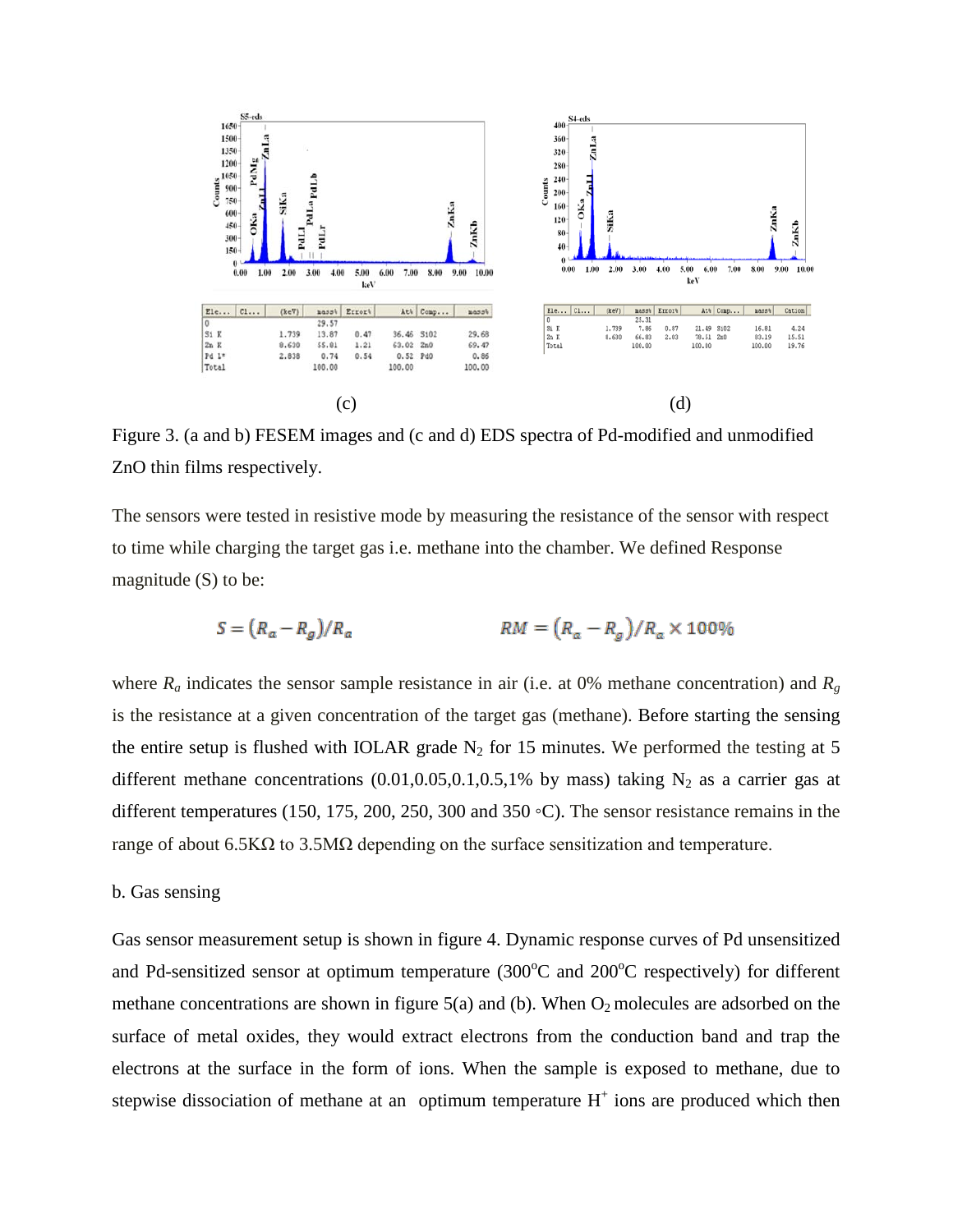S5-eds

Counts

1650
1500
1350
1200
1050
900
750
600
450
300
150
0

OKa ZnLl PdMg ZnLa SiKa PdLl PdLr PdLa PdLb ZnKa ZnKb

0.00 1.00 2.00 3.00 4.00 5.00 6.00 7.00 8.00 9.00 10.00

keV

| Ele... | Cl... | (keV) | mass% | Error% | At% | Comp... | mass% |
|---|---|---|---|---|---|---|---|
| O | | | 29.57 | | | | |
| Si K | | 1.739 | 13.87 | 0.47 | 36.46 | SiO2 | 29.68 |
| Zn K | | 8.630 | 55.81 | 1.21 | 63.02 | ZnO | 69.47 |
| Pd L* | | 2.838 | 0.74 | 0.54 | 0.52 | PdO | 0.86 |
| Total | | | 100.00 | | 100.00 | | 100.00 |

(c)

S4-eds

Counts

400
360
320
280
240
200
160
120
80
40
0

OKa ZnLl ZnLa SiKa ZnKa ZnKb

0.00 1.00 2.00 3.00 4.00 5.00 6.00 7.00 8.00 9.00 10.00

keV

| Ele... | Cl... | (keV) | mass% | Error% | At% | Comp... | mass% | Cation |
|---|---|---|---|---|---|---|---|---|
| O | | | 25.31 | | | | | |
| Si K | | 1.739 | 7.86 | 0.87 | 21.49 | SiO2 | 16.81 | 4.24 |
| Zn K | | 8.630 | 66.83 | 2.03 | 78.51 | ZnO | 83.19 | 15.51 |
| Total | | | 100.00 | | 100.00 | | 100.00 | 19.76 |

(d)

Figure 3. (a and b) FESEM images and (c and d) EDS spectra of Pd-modified and unmodified ZnO thin films respectively.

The sensors were tested in resistive mode by measuring the resistance of the sensor with respect to time while charging the target gas i.e. methane into the chamber. We defined Response magnitude (S) to be:

$$S = (R_a - R_g)/R_a \qquad\qquad RM = (R_a - R_g)/R_a \times 100\%$$

where $R_a$ indicates the sensor sample resistance in air (i.e. at 0% methane concentration) and $R_g$ is the resistance at a given concentration of the target gas (methane). Before starting the sensing the entire setup is flushed with IOLAR grade $N_2$ for 15 minutes. We performed the testing at 5 different methane concentrations (0.01,0.05,0.1,0.5,1% by mass) taking $N_2$ as a carrier gas at different temperatures (150, 175, 200, 250, 300 and 350 ◦C). The sensor resistance remains in the range of about 6.5KΩ to 3.5MΩ depending on the surface sensitization and temperature.

b. Gas sensing

Gas sensor measurement setup is shown in figure 4. Dynamic response curves of Pd unsensitized and Pd-sensitized sensor at optimum temperature (300°C and 200°C respectively) for different methane concentrations are shown in figure 5(a) and (b). When $O_2$ molecules are adsorbed on the surface of metal oxides, they would extract electrons from the conduction band and trap the electrons at the surface in the form of ions. When the sample is exposed to methane, due to stepwise dissociation of methane at an optimum temperature $H^+$ ions are produced which then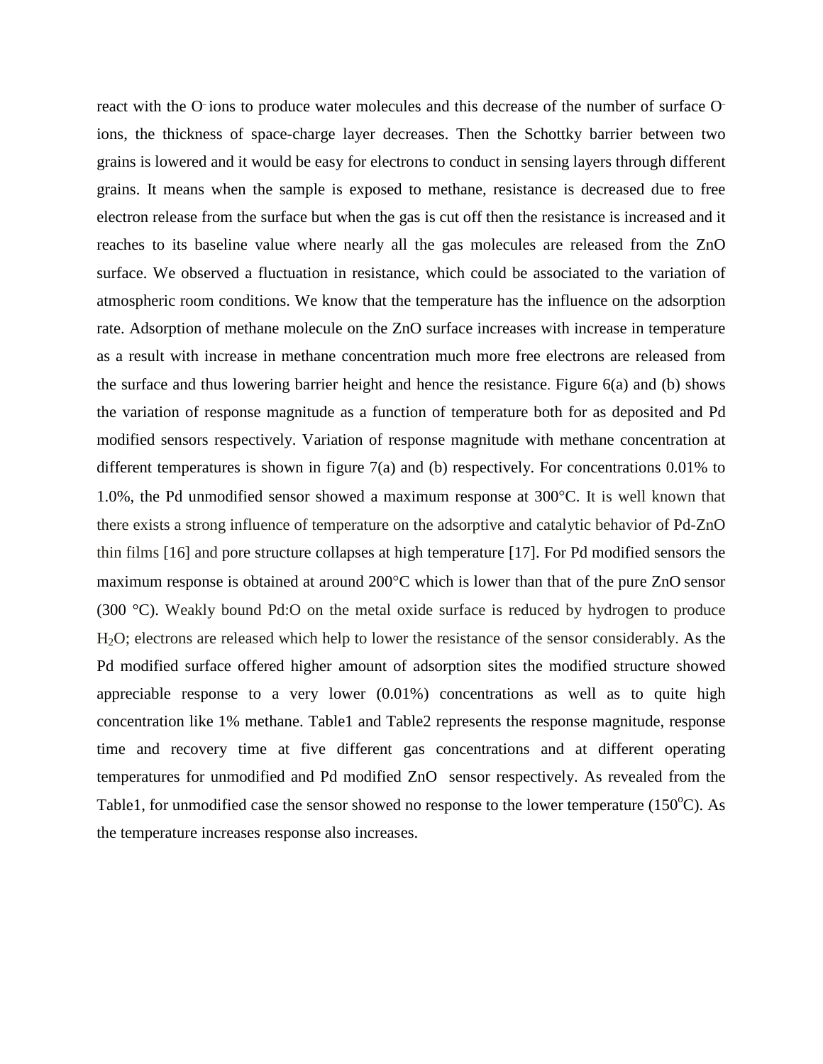react with the $O^-$ ions to produce water molecules and this decrease of the number of surface $O^-$ ions, the thickness of space-charge layer decreases. Then the Schottky barrier between two grains is lowered and it would be easy for electrons to conduct in sensing layers through different grains. It means when the sample is exposed to methane, resistance is decreased due to free electron release from the surface but when the gas is cut off then the resistance is increased and it reaches to its baseline value where nearly all the gas molecules are released from the ZnO surface. We observed a fluctuation in resistance, which could be associated to the variation of atmospheric room conditions. We know that the temperature has the influence on the adsorption rate. Adsorption of methane molecule on the ZnO surface increases with increase in temperature as a result with increase in methane concentration much more free electrons are released from the surface and thus lowering barrier height and hence the resistance. Figure 6(a) and (b) shows the variation of response magnitude as a function of temperature both for as deposited and Pd modified sensors respectively. Variation of response magnitude with methane concentration at different temperatures is shown in figure 7(a) and (b) respectively. For concentrations 0.01% to 1.0%, the Pd unmodified sensor showed a maximum response at 300°C. It is well known that there exists a strong influence of temperature on the adsorptive and catalytic behavior of Pd-ZnO thin films [16] and pore structure collapses at high temperature [17]. For Pd modified sensors the maximum response is obtained at around 200°C which is lower than that of the pure ZnO sensor (300 °C). Weakly bound Pd:O on the metal oxide surface is reduced by hydrogen to produce $H_2O$; electrons are released which help to lower the resistance of the sensor considerably. As the Pd modified surface offered higher amount of adsorption sites the modified structure showed appreciable response to a very lower (0.01%) concentrations as well as to quite high concentration like 1% methane. Table1 and Table2 represents the response magnitude, response time and recovery time at five different gas concentrations and at different operating temperatures for unmodified and Pd modified ZnO sensor respectively. As revealed from the Table1, for unmodified case the sensor showed no response to the lower temperature (150$^o$C). As the temperature increases response also increases.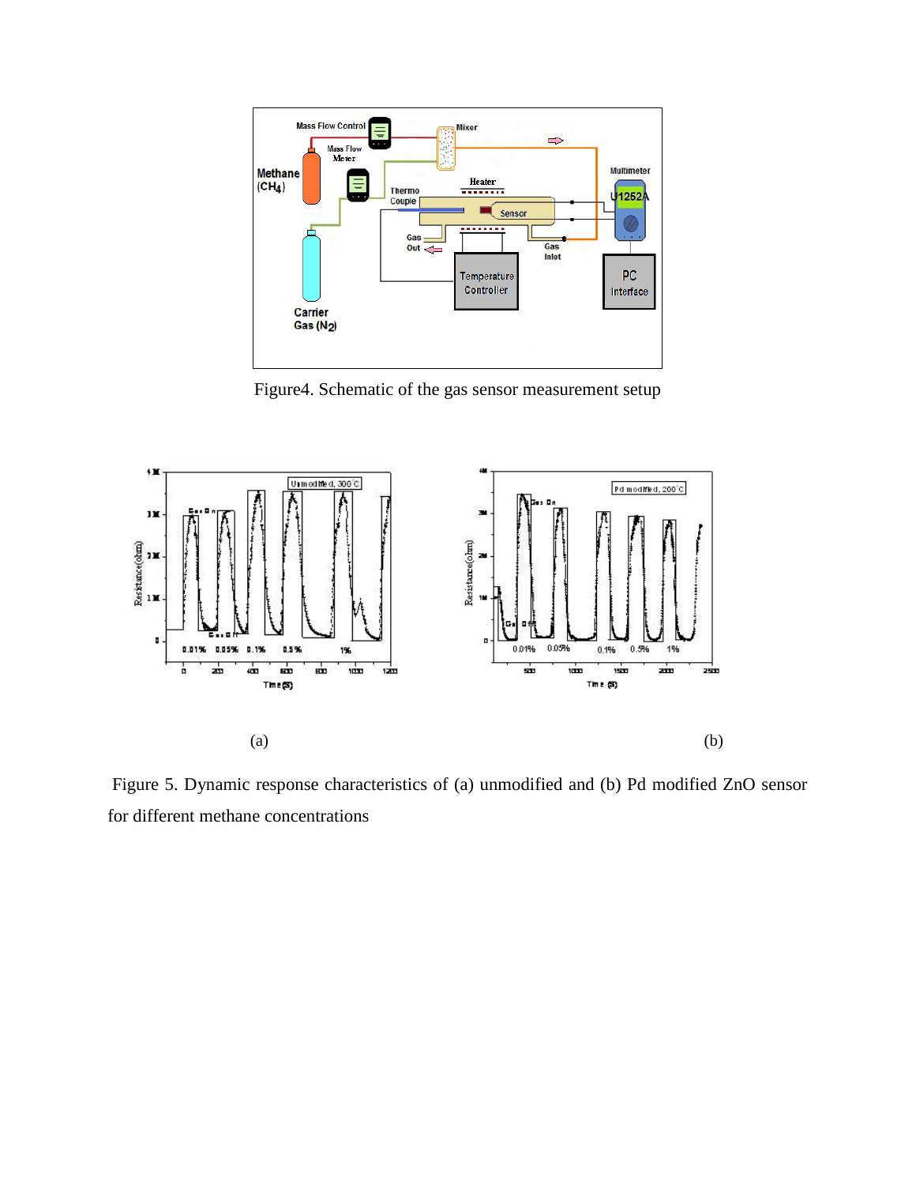Mass Flow Control
Mixer
Mass Flow Meter
Methane ($CH_4$)
Multimeter
U1252A
Heater
Thermo Couple
Sensor
Gas Out
Gas Inlet
Temperature Controller
PC Interface
Carrier Gas ($N_2$)

Figure4. Schematic of the gas sensor measurement setup

Unmodified, 300°C
Gas On
Gas Off
Resistance(ohm)
0.01% 0.05% 0.1% 0.5% 1%
Time(S)

Pd modified, 200°C
Gas On
Gas Off
Resistance(ohm)
0.01% 0.05% 0.1% 0.5% 1%
Time (S)

(a) (b)

Figure 5. Dynamic response characteristics of (a) unmodified and (b) Pd modified ZnO sensor for different methane concentrations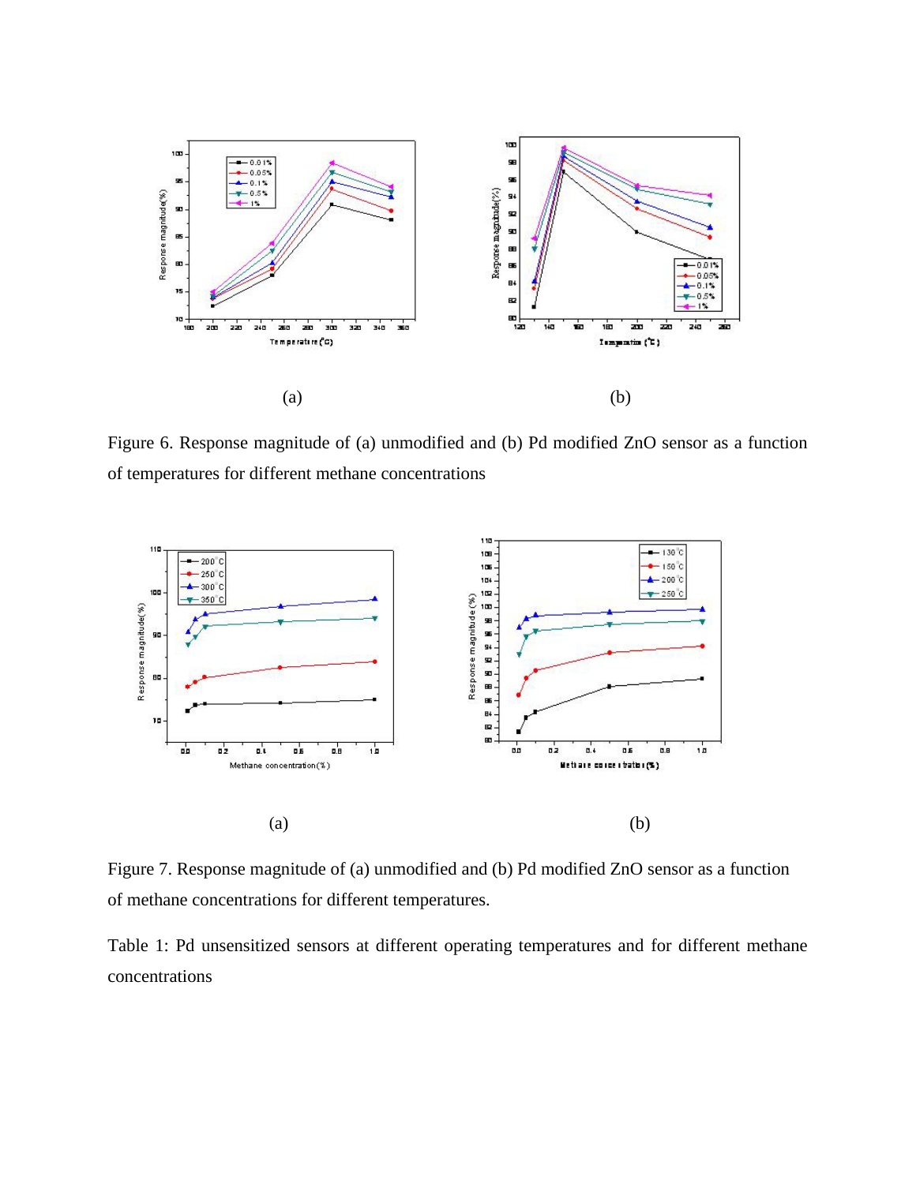100

95

90

85

80

75

70

180 200 220 240 260 280 300 320 340 360

Temperature(°C)

Response magnitude(%)

0.01%

0.05%

0.1%

0.5%

1%

100

98

96

94

92

90

88

86

84

82

80

120 140 160 180 200 220 240 260

Temperature (°C)

Response magnitude(%)

0.01%

0.05%

0.1%

0.5%

1%

(a)

(b)

Figure 6. Response magnitude of (a) unmodified and (b) Pd modified ZnO sensor as a function of temperatures for different methane concentrations

110

100

90

80

70

0.0 0.2 0.4 0.6 0.8 1.0

Methane concentration(%)

Response magnitude(%)

200°C

250°C

300°C

350°C

110

108

106

104

102

100

98

96

94

92

90

88

86

84

82

80

0.0 0.2 0.4 0.6 0.8 1.0

Methane concentration(%)

Response magnitude(%)

130°C

150°C

200°C

250°C

(a)

(b)

Figure 7. Response magnitude of (a) unmodified and (b) Pd modified ZnO sensor as a function of methane concentrations for different temperatures.

Table 1: Pd unsensitized sensors at different operating temperatures and for different methane concentrations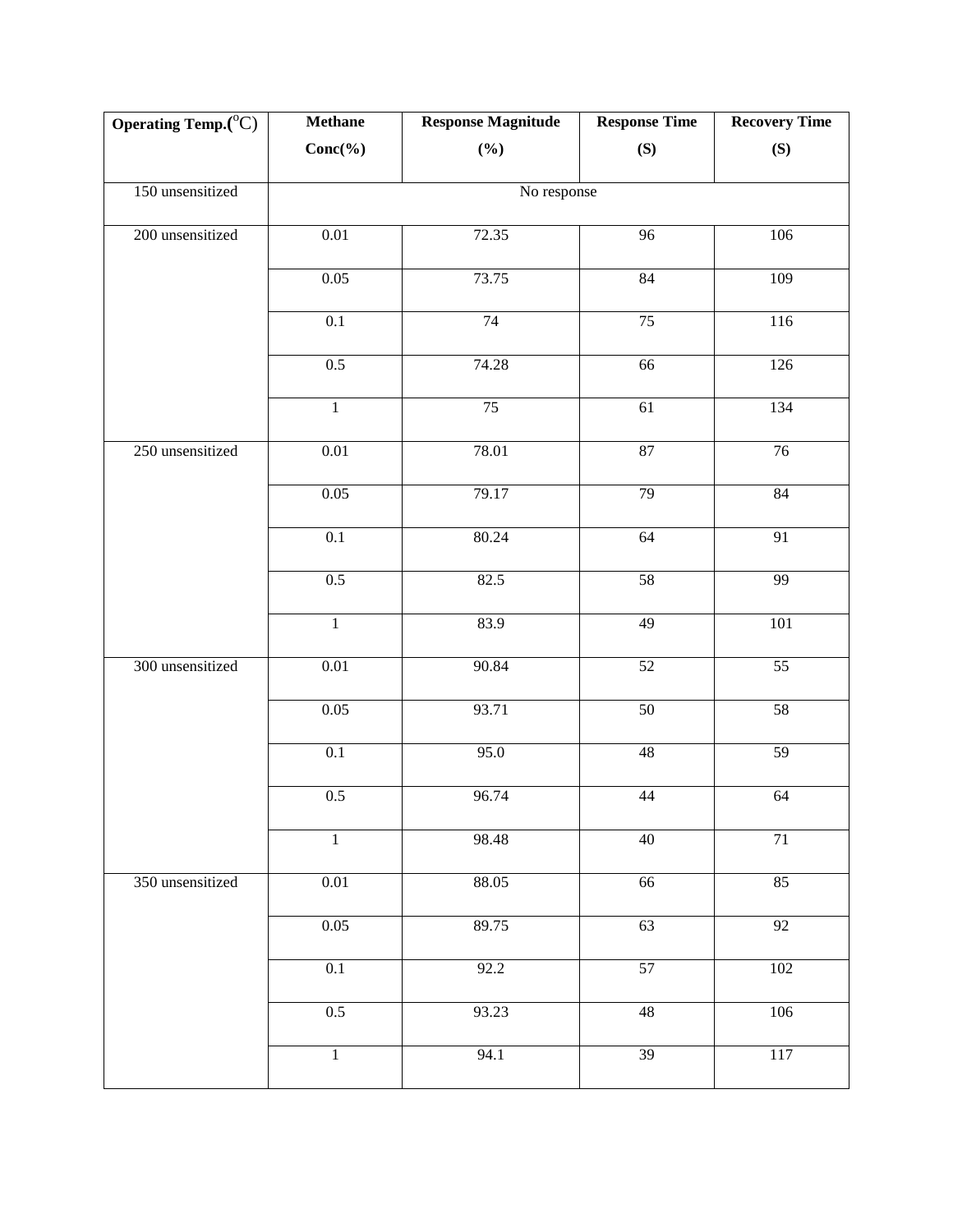| Operating Temp.($^{o}$C) | Methane Conc(%) | Response Magnitude (%) | Response Time (S) | Recovery Time (S) |
|---|---|---|---|---|
| 150 unsensitized | No response | | | |
| 200 unsensitized | 0.01 | 72.35 | 96 | 106 |
| | 0.05 | 73.75 | 84 | 109 |
| | 0.1 | 74 | 75 | 116 |
| | 0.5 | 74.28 | 66 | 126 |
| | 1 | 75 | 61 | 134 |
| 250 unsensitized | 0.01 | 78.01 | 87 | 76 |
| | 0.05 | 79.17 | 79 | 84 |
| | 0.1 | 80.24 | 64 | 91 |
| | 0.5 | 82.5 | 58 | 99 |
| | 1 | 83.9 | 49 | 101 |
| 300 unsensitized | 0.01 | 90.84 | 52 | 55 |
| | 0.05 | 93.71 | 50 | 58 |
| | 0.1 | 95.0 | 48 | 59 |
| | 0.5 | 96.74 | 44 | 64 |
| | 1 | 98.48 | 40 | 71 |
| 350 unsensitized | 0.01 | 88.05 | 66 | 85 |
| | 0.05 | 89.75 | 63 | 92 |
| | 0.1 | 92.2 | 57 | 102 |
| | 0.5 | 93.23 | 48 | 106 |
| | 1 | 94.1 | 39 | 117 |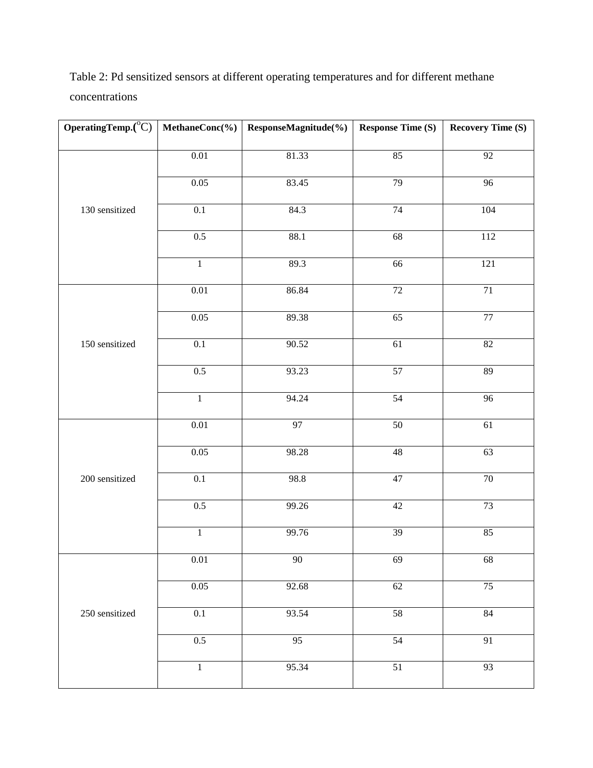Table 2: Pd sensitized sensors at different operating temperatures and for different methane concentrations

| OperatingTemp.($^{o}$C) | MethaneConc(%) | ResponseMagnitude(%) | Response Time (S) | Recovery Time (S) |
|---|---|---|---|---|
| 130 sensitized | 0.01 | 81.33 | 85 | 92 |
| | 0.05 | 83.45 | 79 | 96 |
| | 0.1 | 84.3 | 74 | 104 |
| | 0.5 | 88.1 | 68 | 112 |
| | 1 | 89.3 | 66 | 121 |
| 150 sensitized | 0.01 | 86.84 | 72 | 71 |
| | 0.05 | 89.38 | 65 | 77 |
| | 0.1 | 90.52 | 61 | 82 |
| | 0.5 | 93.23 | 57 | 89 |
| | 1 | 94.24 | 54 | 96 |
| 200 sensitized | 0.01 | 97 | 50 | 61 |
| | 0.05 | 98.28 | 48 | 63 |
| | 0.1 | 98.8 | 47 | 70 |
| | 0.5 | 99.26 | 42 | 73 |
| | 1 | 99.76 | 39 | 85 |
| 250 sensitized | 0.01 | 90 | 69 | 68 |
| | 0.05 | 92.68 | 62 | 75 |
| | 0.1 | 93.54 | 58 | 84 |
| | 0.5 | 95 | 54 | 91 |
| | 1 | 95.34 | 51 | 93 |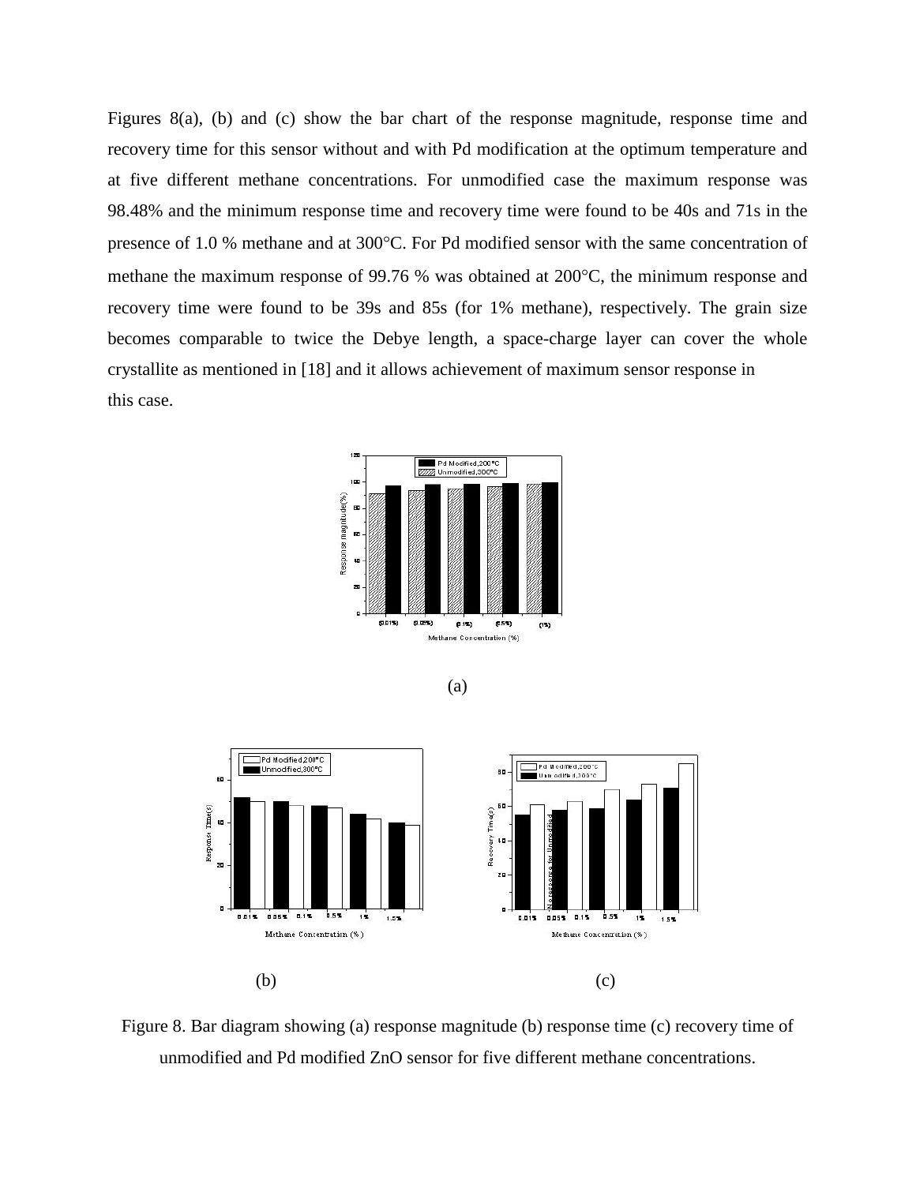Figures 8(a), (b) and (c) show the bar chart of the response magnitude, response time and recovery time for this sensor without and with Pd modification at the optimum temperature and at five different methane concentrations. For unmodified case the maximum response was 98.48% and the minimum response time and recovery time were found to be 40s and 71s in the presence of 1.0 % methane and at 300°C. For Pd modified sensor with the same concentration of methane the maximum response of 99.76 % was obtained at 200°C, the minimum response and recovery time were found to be 39s and 85s (for 1% methane), respectively. The grain size becomes comparable to twice the Debye length, a space-charge layer can cover the whole crystallite as mentioned in [18] and it allows achievement of maximum sensor response in this case.

Pd Modified,200°C
Unmodified,300°C
Response magnitude(%)
0
20
40
60
80
100
120
(0.01%)
(0.05%)
(0.1%)
(0.5%)
(1%)
Methane Concentration (%)

(a)

Pd Modified,200°C
Unmodified,300°C
Response Time(s)
0
20
40
60
0.01%
0.05%
0.1%
0.5%
1%
1.5%
Methane Concentration (%)

(b)

Pd Modified,200°C
Unmodified,300°C
Recovery Time(s)
0
20
40
60
80
No response for Unmodified
0.01%
0.05%
0.1%
0.5%
1%
1.5%
Methane Concenration (%)

(c)

Figure 8. Bar diagram showing (a) response magnitude (b) response time (c) recovery time of unmodified and Pd modified ZnO sensor for five different methane concentrations.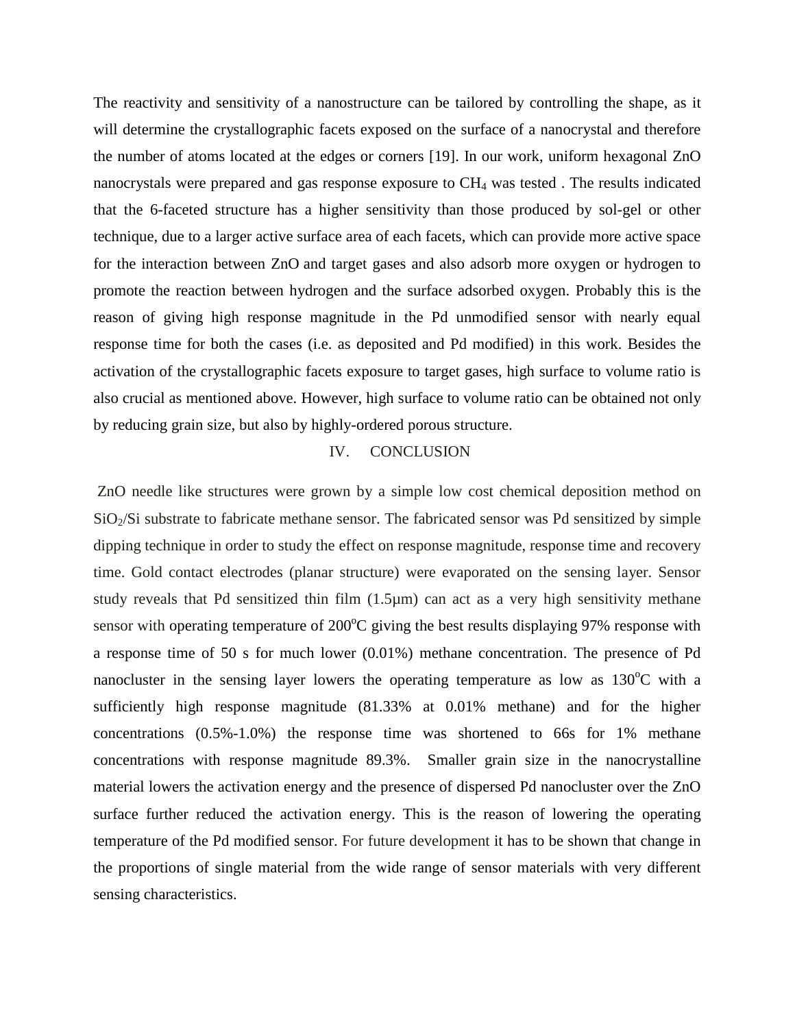The reactivity and sensitivity of a nanostructure can be tailored by controlling the shape, as it will determine the crystallographic facets exposed on the surface of a nanocrystal and therefore the number of atoms located at the edges or corners [19]. In our work, uniform hexagonal ZnO nanocrystals were prepared and gas response exposure to $CH_4$ was tested . The results indicated that the 6-faceted structure has a higher sensitivity than those produced by sol-gel or other technique, due to a larger active surface area of each facets, which can provide more active space for the interaction between ZnO and target gases and also adsorb more oxygen or hydrogen to promote the reaction between hydrogen and the surface adsorbed oxygen. Probably this is the reason of giving high response magnitude in the Pd unmodified sensor with nearly equal response time for both the cases (i.e. as deposited and Pd modified) in this work. Besides the activation of the crystallographic facets exposure to target gases, high surface to volume ratio is also crucial as mentioned above. However, high surface to volume ratio can be obtained not only by reducing grain size, but also by highly-ordered porous structure.

## IV. CONCLUSION

ZnO needle like structures were grown by a simple low cost chemical deposition method on $SiO_2$/Si substrate to fabricate methane sensor. The fabricated sensor was Pd sensitized by simple dipping technique in order to study the effect on response magnitude, response time and recovery time. Gold contact electrodes (planar structure) were evaporated on the sensing layer. Sensor study reveals that Pd sensitized thin film (1.5μm) can act as a very high sensitivity methane sensor with operating temperature of 200$^o$C giving the best results displaying 97% response with a response time of 50 s for much lower (0.01%) methane concentration. The presence of Pd nanocluster in the sensing layer lowers the operating temperature as low as 130$^o$C with a sufficiently high response magnitude (81.33% at 0.01% methane) and for the higher concentrations (0.5%-1.0%) the response time was shortened to 66s for 1% methane concentrations with response magnitude 89.3%. Smaller grain size in the nanocrystalline material lowers the activation energy and the presence of dispersed Pd nanocluster over the ZnO surface further reduced the activation energy. This is the reason of lowering the operating temperature of the Pd modified sensor. For future development it has to be shown that change in the proportions of single material from the wide range of sensor materials with very different sensing characteristics.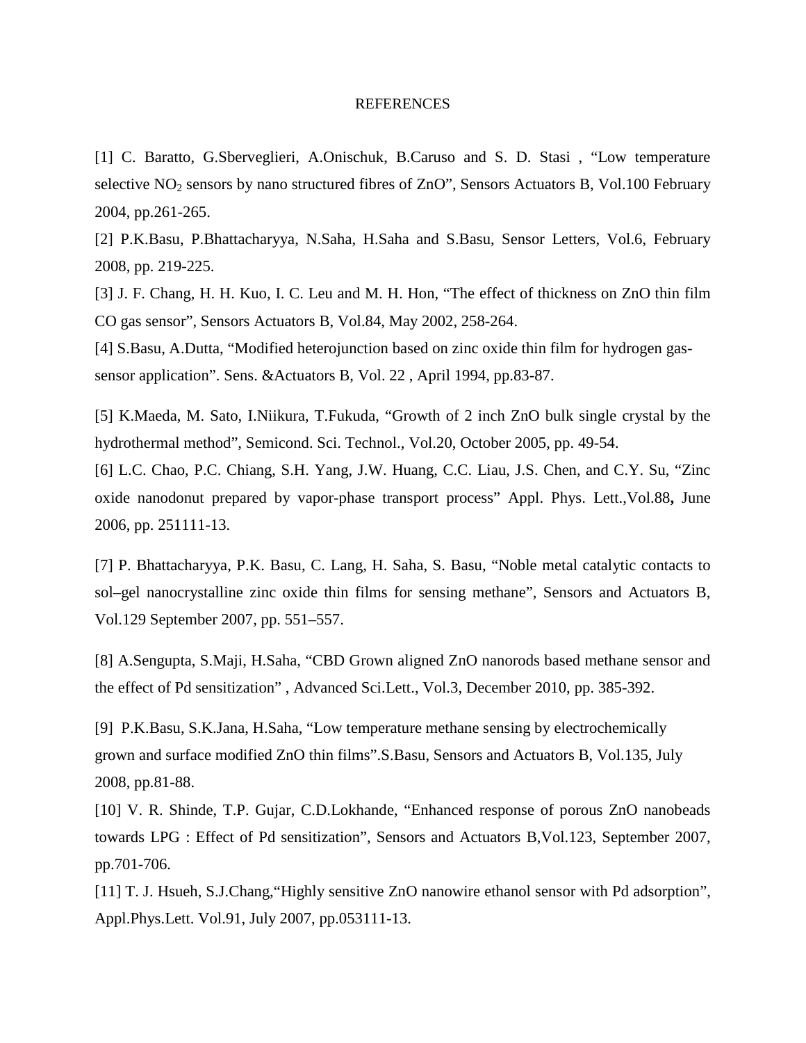# REFERENCES

[1] C. Baratto, G.Sberveglieri, A.Onischuk, B.Caruso and S. D. Stasi , "Low temperature selective $NO_2$ sensors by nano structured fibres of ZnO", Sensors Actuators B, Vol.100 February 2004, pp.261-265.

[2] P.K.Basu, P.Bhattacharyya, N.Saha, H.Saha and S.Basu, Sensor Letters, Vol.6, February 2008, pp. 219-225.

[3] J. F. Chang, H. H. Kuo, I. C. Leu and M. H. Hon, "The effect of thickness on ZnO thin film CO gas sensor", Sensors Actuators B, Vol.84, May 2002, 258-264.

[4] S.Basu, A.Dutta, "Modified heterojunction based on zinc oxide thin film for hydrogen gas-sensor application". Sens. &Actuators B, Vol. 22 , April 1994, pp.83-87.

[5] K.Maeda, M. Sato, I.Niikura, T.Fukuda, "Growth of 2 inch ZnO bulk single crystal by the hydrothermal method", Semicond. Sci. Technol., Vol.20, October 2005, pp. 49-54.

[6] L.C. Chao, P.C. Chiang, S.H. Yang, J.W. Huang, C.C. Liau, J.S. Chen, and C.Y. Su, "Zinc oxide nanodonut prepared by vapor-phase transport process" Appl. Phys. Lett.,Vol.88**,** June 2006, pp. 251111-13.

[7] P. Bhattacharyya, P.K. Basu, C. Lang, H. Saha, S. Basu, "Noble metal catalytic contacts to sol–gel nanocrystalline zinc oxide thin films for sensing methane", Sensors and Actuators B, Vol.129 September 2007, pp. 551–557.

[8] A.Sengupta, S.Maji, H.Saha, "CBD Grown aligned ZnO nanorods based methane sensor and the effect of Pd sensitization" , Advanced Sci.Lett., Vol.3, December 2010, pp. 385-392.

[9] P.K.Basu, S.K.Jana, H.Saha, "Low temperature methane sensing by electrochemically grown and surface modified ZnO thin films".S.Basu, Sensors and Actuators B, Vol.135, July 2008, pp.81-88.

[10] V. R. Shinde, T.P. Gujar, C.D.Lokhande, "Enhanced response of porous ZnO nanobeads towards LPG : Effect of Pd sensitization", Sensors and Actuators B,Vol.123, September 2007, pp.701-706.

[11] T. J. Hsueh, S.J.Chang,"Highly sensitive ZnO nanowire ethanol sensor with Pd adsorption", Appl.Phys.Lett. Vol.91, July 2007, pp.053111-13.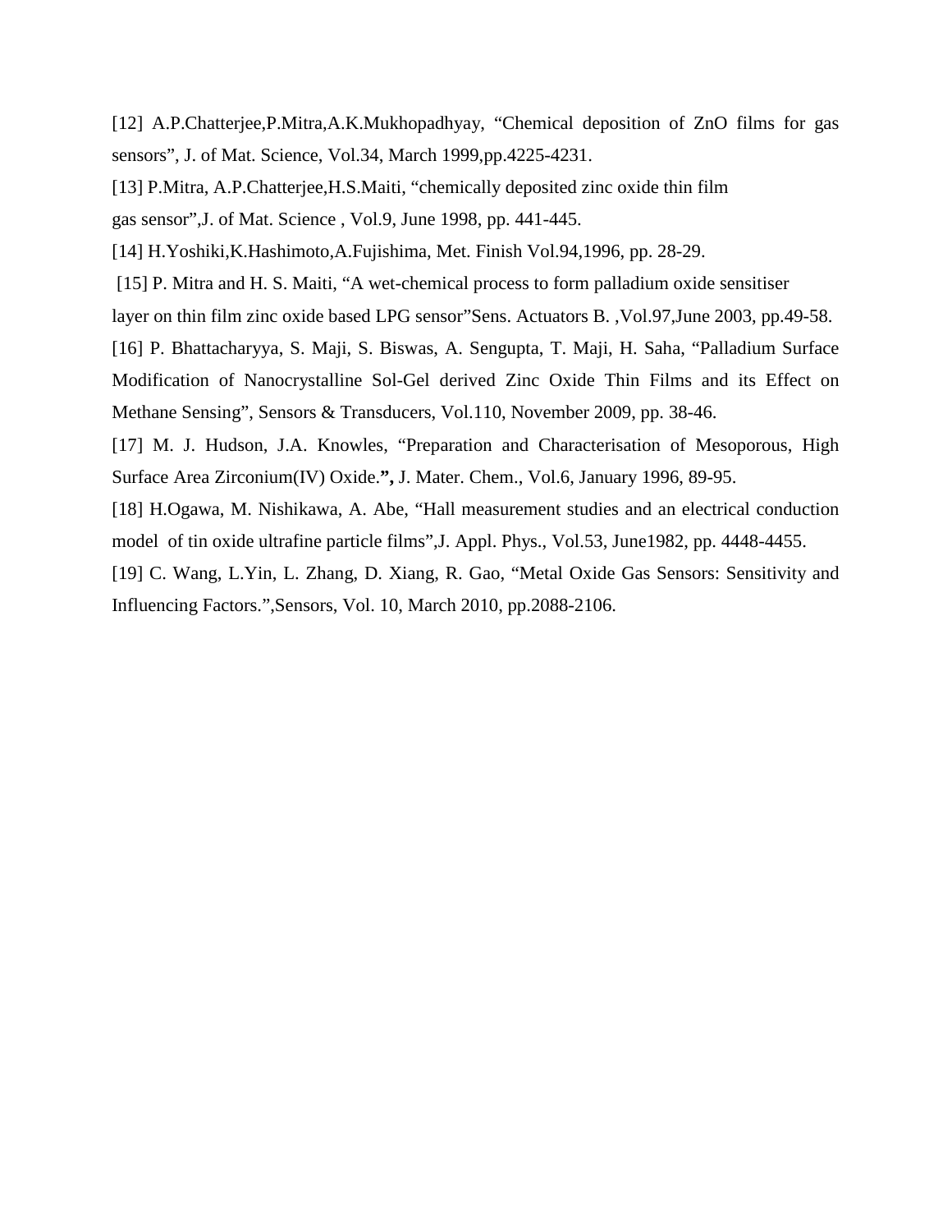[12] A.P.Chatterjee,P.Mitra,A.K.Mukhopadhyay, "Chemical deposition of ZnO films for gas sensors", J. of Mat. Science, Vol.34, March 1999,pp.4225-4231.

[13] P.Mitra, A.P.Chatterjee,H.S.Maiti, "chemically deposited zinc oxide thin film gas sensor",J. of Mat. Science , Vol.9, June 1998, pp. 441-445.

[14] H.Yoshiki,K.Hashimoto,A.Fujishima, Met. Finish Vol.94,1996, pp. 28-29.

[15] P. Mitra and H. S. Maiti, "A wet-chemical process to form palladium oxide sensitiser layer on thin film zinc oxide based LPG sensor"Sens. Actuators B. ,Vol.97,June 2003, pp.49-58.

[16] P. Bhattacharyya, S. Maji, S. Biswas, A. Sengupta, T. Maji, H. Saha, "Palladium Surface Modification of Nanocrystalline Sol-Gel derived Zinc Oxide Thin Films and its Effect on Methane Sensing", Sensors & Transducers, Vol.110, November 2009, pp. 38-46.

[17] M. J. Hudson, J.A. Knowles, "Preparation and Characterisation of Mesoporous, High Surface Area Zirconium(IV) Oxide.**",** J. Mater. Chem., Vol.6, January 1996, 89-95.

[18] H.Ogawa, M. Nishikawa, A. Abe, "Hall measurement studies and an electrical conduction model of tin oxide ultrafine particle films",J. Appl. Phys., Vol.53, June1982, pp. 4448-4455.

[19] C. Wang, L.Yin, L. Zhang, D. Xiang, R. Gao, "Metal Oxide Gas Sensors: Sensitivity and Influencing Factors.",Sensors, Vol. 10, March 2010, pp.2088-2106.